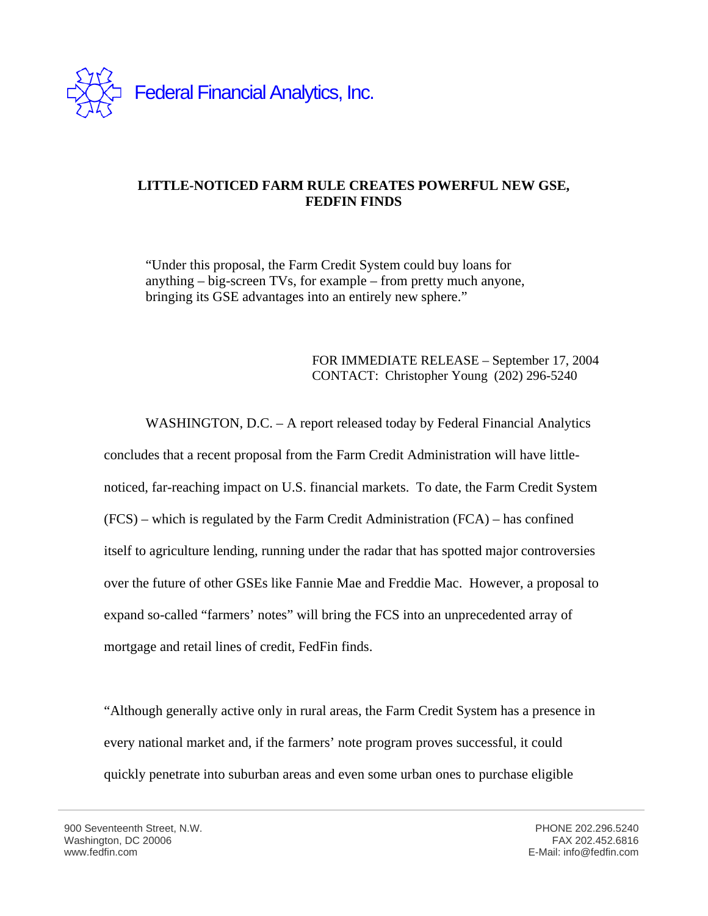Federal Financial Analytics, Inc.

# LITTLE-NOTICED FARM RULE CREATES POWERFUL NEW GSE, FEDFIN FINDS

> "Under this proposal, the Farm Credit System could buy loans for anything – big-screen TVs, for example – from pretty much anyone, bringing its GSE advantages into an entirely new sphere."

FOR IMMEDIATE RELEASE – September 17, 2004
CONTACT: Christopher Young (202) 296-5240

WASHINGTON, D.C. – A report released today by Federal Financial Analytics concludes that a recent proposal from the Farm Credit Administration will have little-noticed, far-reaching impact on U.S. financial markets. To date, the Farm Credit System (FCS) – which is regulated by the Farm Credit Administration (FCA) – has confined itself to agriculture lending, running under the radar that has spotted major controversies over the future of other GSEs like Fannie Mae and Freddie Mac. However, a proposal to expand so-called "farmers' notes" will bring the FCS into an unprecedented array of mortgage and retail lines of credit, FedFin finds.

"Although generally active only in rural areas, the Farm Credit System has a presence in every national market and, if the farmers' note program proves successful, it could quickly penetrate into suburban areas and even some urban ones to purchase eligible

900 Seventeenth Street, N.W.
Washington, DC 20006
www.fedfin.com

PHONE 202.296.5240
FAX 202.452.6816
E-Mail: info@fedfin.com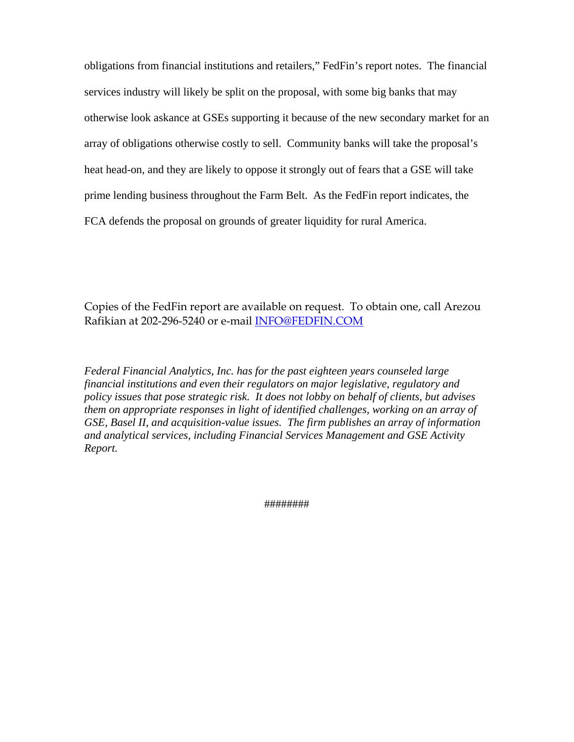obligations from financial institutions and retailers," FedFin's report notes. The financial services industry will likely be split on the proposal, with some big banks that may otherwise look askance at GSEs supporting it because of the new secondary market for an array of obligations otherwise costly to sell. Community banks will take the proposal's heat head-on, and they are likely to oppose it strongly out of fears that a GSE will take prime lending business throughout the Farm Belt. As the FedFin report indicates, the FCA defends the proposal on grounds of greater liquidity for rural America.

Copies of the FedFin report are available on request. To obtain one, call Arezou Rafikian at 202-296-5240 or e-mail [INFO@FEDFIN.COM](mailto:INFO@FEDFIN.COM)

*Federal Financial Analytics, Inc. has for the past eighteen years counseled large financial institutions and even their regulators on major legislative, regulatory and policy issues that pose strategic risk. It does not lobby on behalf of clients, but advises them on appropriate responses in light of identified challenges, working on an array of GSE, Basel II, and acquisition-value issues. The firm publishes an array of information and analytical services, including Financial Services Management and GSE Activity Report.*

########